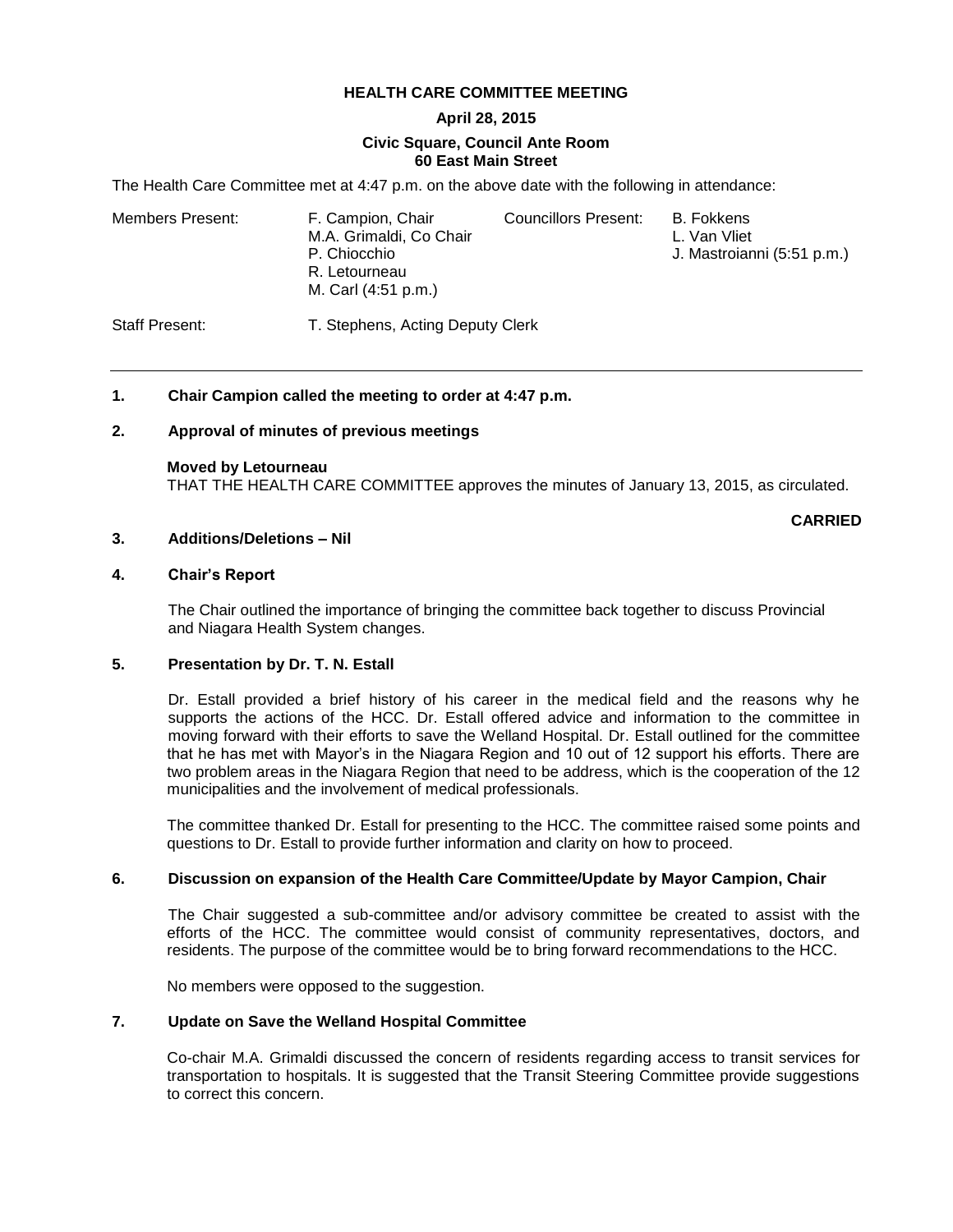**HEALTH CARE COMMITTEE MEETING**

**April 28, 2015**

**Civic Square, Council Ante Room**
**60 East Main Street**

The Health Care Committee met at 4:47 p.m. on the above date with the following in attendance:

| Members Present: | F. Campion, Chair | Councillors Present: | B. Fokkens |
|---|---|---|---|
| | M.A. Grimaldi, Co Chair | | L. Van Vliet |
| | P. Chiocchio | | J. Mastroianni (5:51 p.m.) |
| | R. Letourneau | | |
| | M. Carl (4:51 p.m.) | | |

Staff Present: T. Stephens, Acting Deputy Clerk

---

**1. Chair Campion called the meeting to order at 4:47 p.m.**

**2. Approval of minutes of previous meetings**

**Moved by Letourneau**
THAT THE HEALTH CARE COMMITTEE approves the minutes of January 13, 2015, as circulated.

**CARRIED**

**3. Additions/Deletions – Nil**

**4. Chair's Report**

The Chair outlined the importance of bringing the committee back together to discuss Provincial and Niagara Health System changes.

**5. Presentation by Dr. T. N. Estall**

Dr. Estall provided a brief history of his career in the medical field and the reasons why he supports the actions of the HCC. Dr. Estall offered advice and information to the committee in moving forward with their efforts to save the Welland Hospital. Dr. Estall outlined for the committee that he has met with Mayor's in the Niagara Region and 10 out of 12 support his efforts. There are two problem areas in the Niagara Region that need to be address, which is the cooperation of the 12 municipalities and the involvement of medical professionals.

The committee thanked Dr. Estall for presenting to the HCC. The committee raised some points and questions to Dr. Estall to provide further information and clarity on how to proceed.

**6. Discussion on expansion of the Health Care Committee/Update by Mayor Campion, Chair**

The Chair suggested a sub-committee and/or advisory committee be created to assist with the efforts of the HCC. The committee would consist of community representatives, doctors, and residents. The purpose of the committee would be to bring forward recommendations to the HCC.

No members were opposed to the suggestion.

**7. Update on Save the Welland Hospital Committee**

Co-chair M.A. Grimaldi discussed the concern of residents regarding access to transit services for transportation to hospitals. It is suggested that the Transit Steering Committee provide suggestions to correct this concern.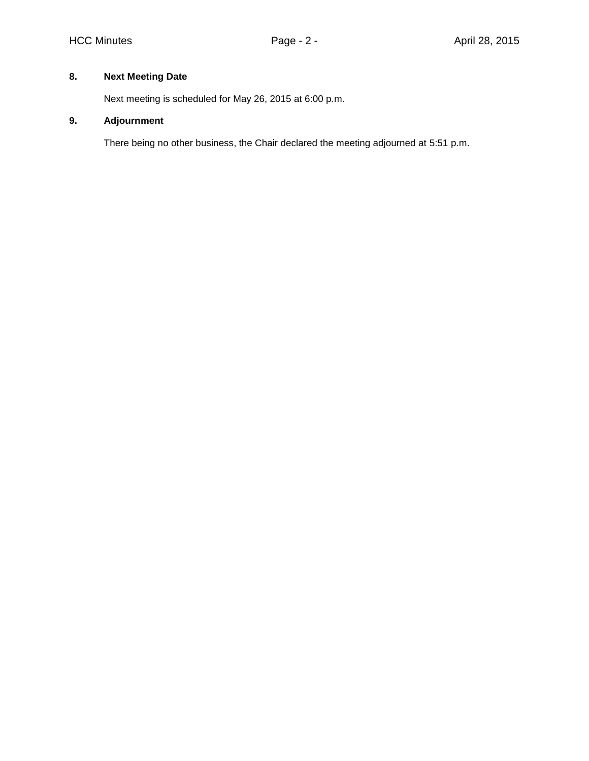**8. Next Meeting Date**

Next meeting is scheduled for May 26, 2015 at 6:00 p.m.

**9. Adjournment**

There being no other business, the Chair declared the meeting adjourned at 5:51 p.m.